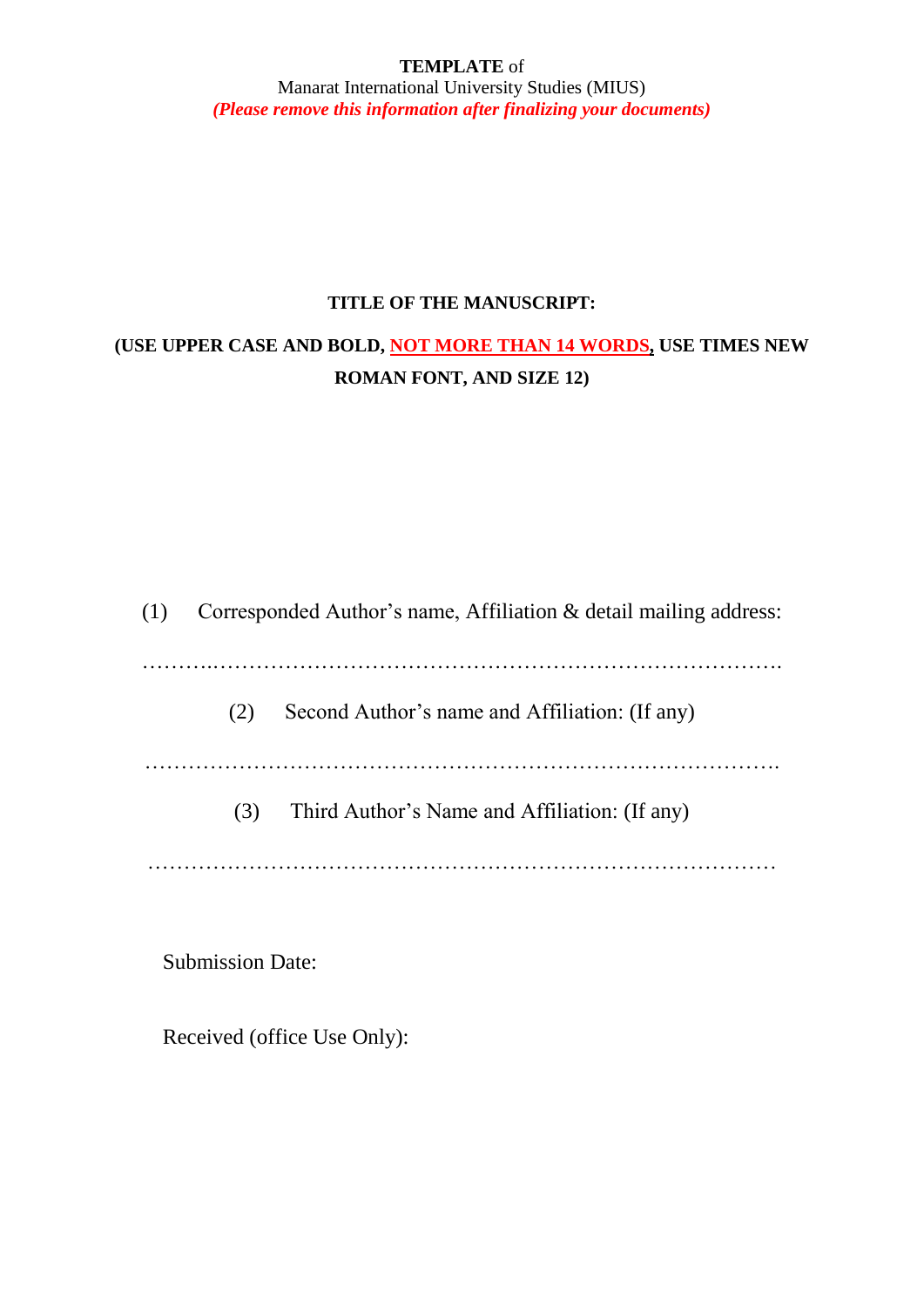**TEMPLATE** of
Manarat International University Studies (MIUS)
***(Please remove this information after finalizing your documents)***

**TITLE OF THE MANUSCRIPT:**

**(USE UPPER CASE AND BOLD, NOT MORE THAN 14 WORDS, USE TIMES NEW ROMAN FONT, AND SIZE 12)**

(1) Corresponded Author’s name, Affiliation & detail mailing address:

……….……………………………………………………………………….

(2) Second Author’s name and Affiliation: (If any)

…………………………………………………………………………….

(3) Third Author’s Name and Affiliation: (If any)

……………………………………………………………………………

Submission Date:

Received (office Use Only):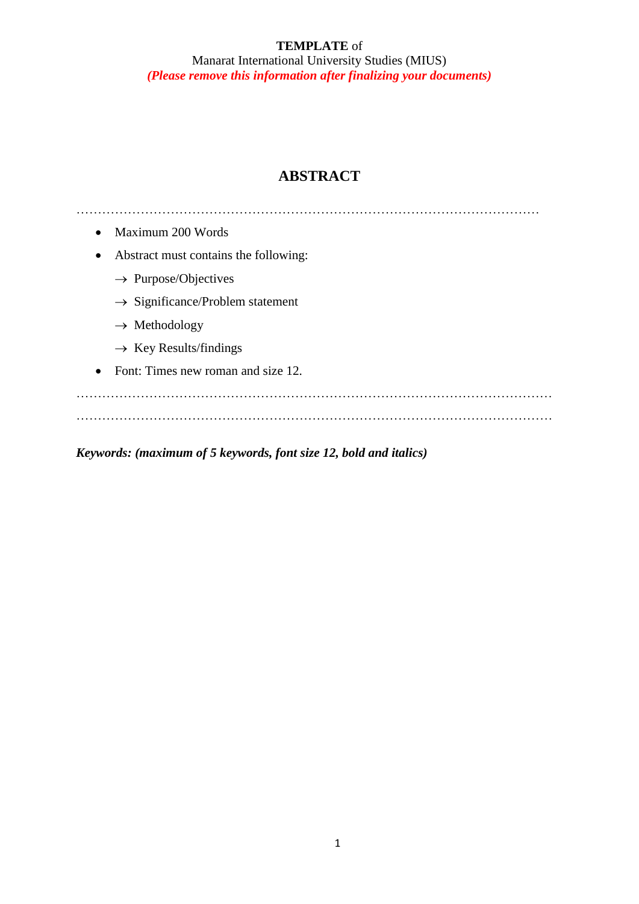**TEMPLATE** of
Manarat International University Studies (MIUS)
***(Please remove this information after finalizing your documents)***

# ABSTRACT

……………………………………………………………………………………………

- Maximum 200 Words
- Abstract must contains the following:
  - → Purpose/Objectives
  - → Significance/Problem statement
  - → Methodology
  - → Key Results/findings
- Font: Times new roman and size 12.

………………………………………………………………………………………………

………………………………………………………………………………………………

***Keywords: (maximum of 5 keywords, font size 12, bold and italics)***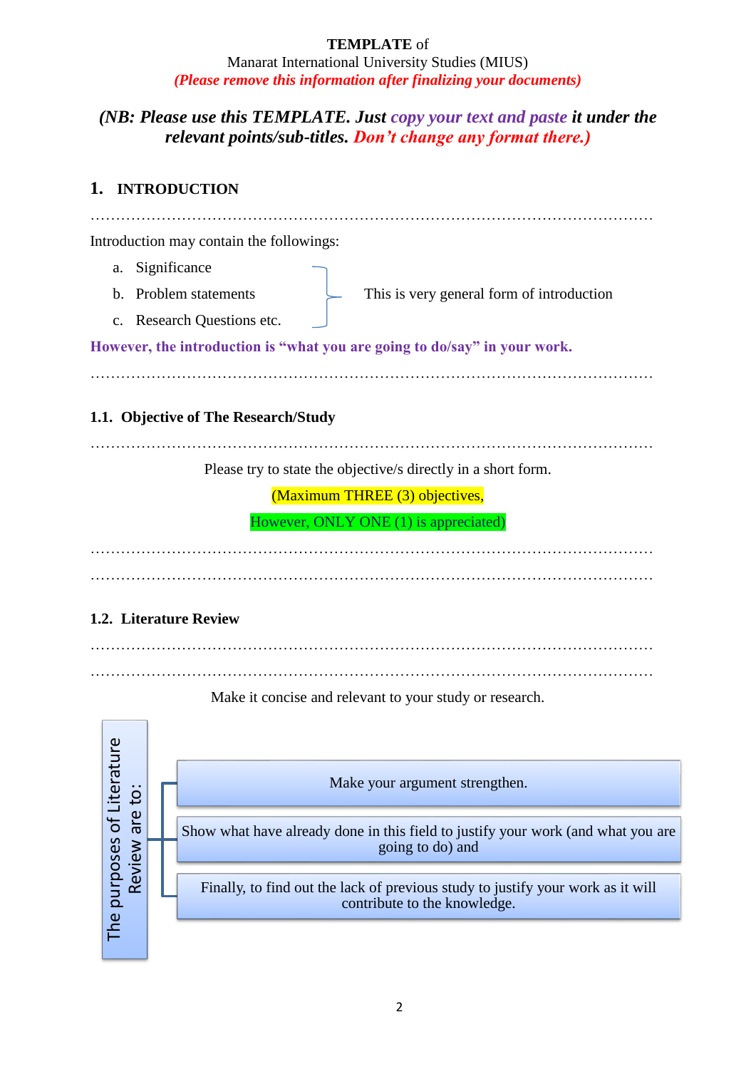**TEMPLATE** of
Manarat International University Studies (MIUS)
***(Please remove this information after finalizing your documents)***

***(NB: Please use this TEMPLATE. Just copy your text and paste it under the relevant points/sub-titles. Don't change any format there.)***

# 1. INTRODUCTION

…………………………………………………………………………………………………

Introduction may contain the followings:

a. Significance
b. Problem statements
c. Research Questions etc.

This is very general form of introduction

**However, the introduction is "what you are going to do/say" in your work.**

…………………………………………………………………………………………………

## 1.1. Objective of The Research/Study

…………………………………………………………………………………………………

Please try to state the objective/s directly in a short form.

(Maximum THREE (3) objectives,

However, ONLY ONE (1) is appreciated)

…………………………………………………………………………………………………

…………………………………………………………………………………………………

## 1.2. Literature Review

…………………………………………………………………………………………………

…………………………………………………………………………………………………

Make it concise and relevant to your study or research.

The purposes of Literature Review are to:

- Make your argument strengthen.
- Show what have already done in this field to justify your work (and what you are going to do) and
- Finally, to find out the lack of previous study to justify your work as it will contribute to the knowledge.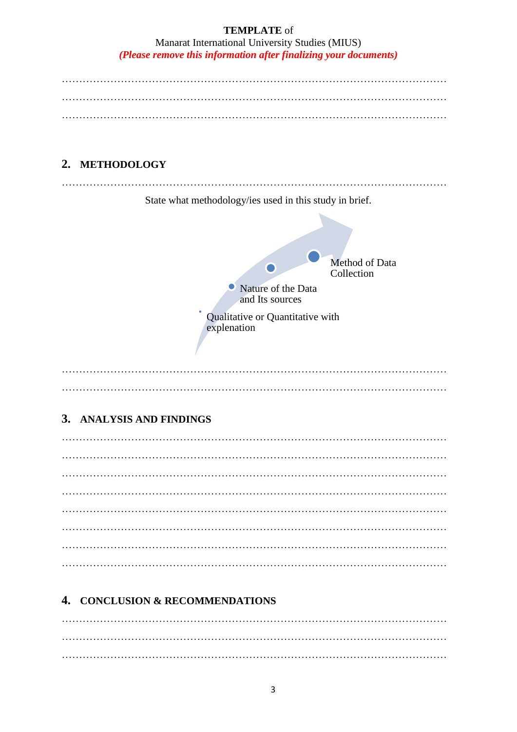**TEMPLATE** of
Manarat International University Studies (MIUS)
***(Please remove this information after finalizing your documents)***

…………………………………………………………………………………………………
…………………………………………………………………………………………………
…………………………………………………………………………………………………

## 2. METHODOLOGY

…………………………………………………………………………………………………

State what methodology/ies used in this study in brief.

Method of Data Collection

Nature of the Data and Its sources

Qualitative or Quantitative with explenation

…………………………………………………………………………………………………
…………………………………………………………………………………………………

## 3. ANALYSIS AND FINDINGS

…………………………………………………………………………………………………
…………………………………………………………………………………………………
…………………………………………………………………………………………………
…………………………………………………………………………………………………
…………………………………………………………………………………………………
…………………………………………………………………………………………………
…………………………………………………………………………………………………
…………………………………………………………………………………………………

## 4. CONCLUSION & RECOMMENDATIONS

…………………………………………………………………………………………………
…………………………………………………………………………………………………
…………………………………………………………………………………………………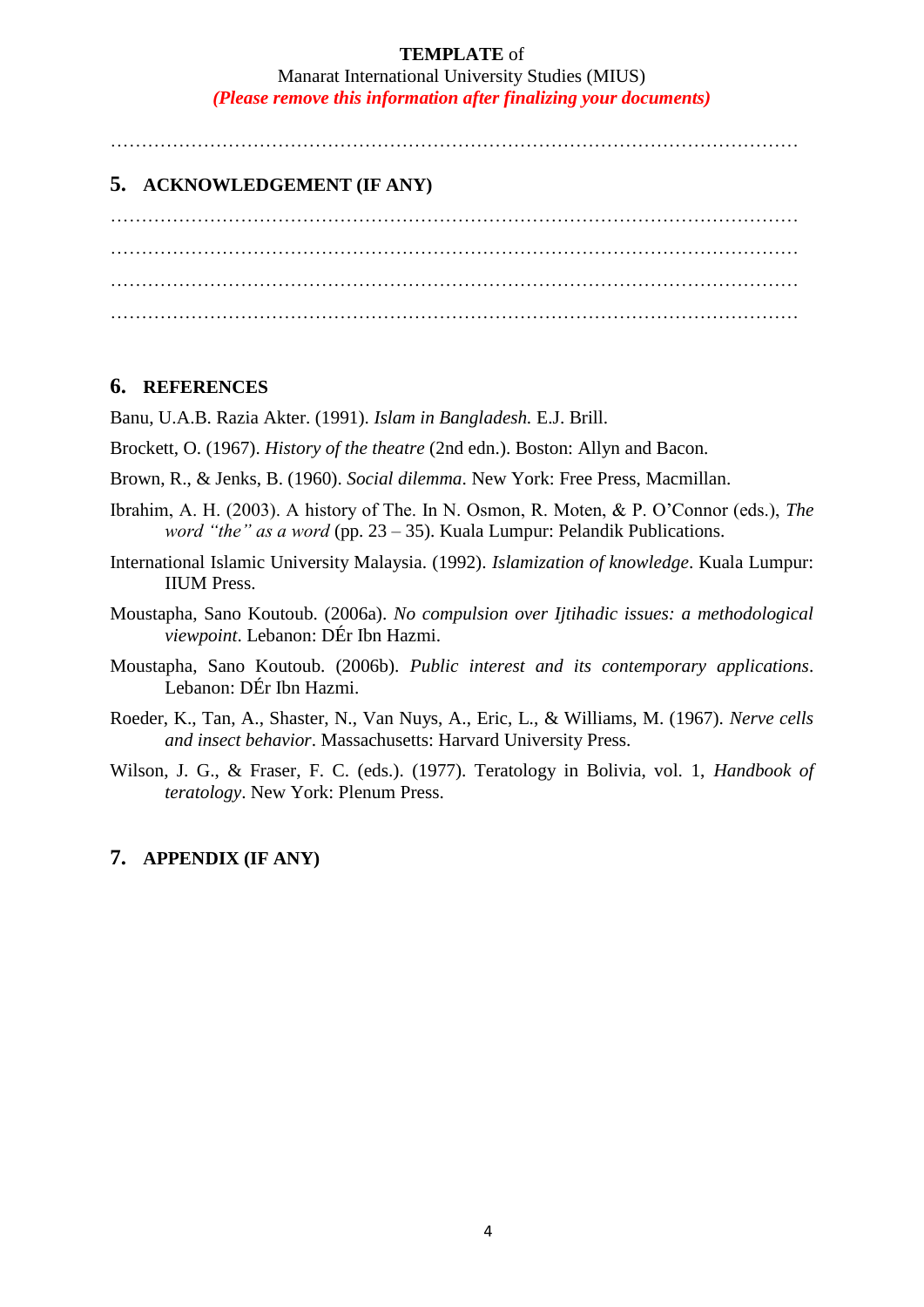**TEMPLATE** of
Manarat International University Studies (MIUS)
***(Please remove this information after finalizing your documents)***

…………………………………………………………………………………………………

## 5. ACKNOWLEDGEMENT (IF ANY)

…………………………………………………………………………………………………
…………………………………………………………………………………………………
…………………………………………………………………………………………………
…………………………………………………………………………………………………

## 6. REFERENCES

Banu, U.A.B. Razia Akter. (1991). *Islam in Bangladesh.* E.J. Brill.

Brockett, O. (1967). *History of the theatre* (2nd edn.). Boston: Allyn and Bacon.

Brown, R., & Jenks, B. (1960). *Social dilemma*. New York: Free Press, Macmillan.

Ibrahim, A. H. (2003). A history of The. In N. Osmon, R. Moten, & P. O'Connor (eds.), *The word "the" as a word* (pp. 23 – 35). Kuala Lumpur: Pelandik Publications.

International Islamic University Malaysia. (1992). *Islamization of knowledge*. Kuala Lumpur: IIUM Press.

Moustapha, Sano Koutoub. (2006a). *No compulsion over Ijtihadic issues: a methodological viewpoint*. Lebanon: DÉr Ibn Hazmi.

Moustapha, Sano Koutoub. (2006b). *Public interest and its contemporary applications*. Lebanon: DÉr Ibn Hazmi.

Roeder, K., Tan, A., Shaster, N., Van Nuys, A., Eric, L., & Williams, M. (1967). *Nerve cells and insect behavior*. Massachusetts: Harvard University Press.

Wilson, J. G., & Fraser, F. C. (eds.). (1977). Teratology in Bolivia, vol. 1, *Handbook of teratology*. New York: Plenum Press.

## 7. APPENDIX (IF ANY)